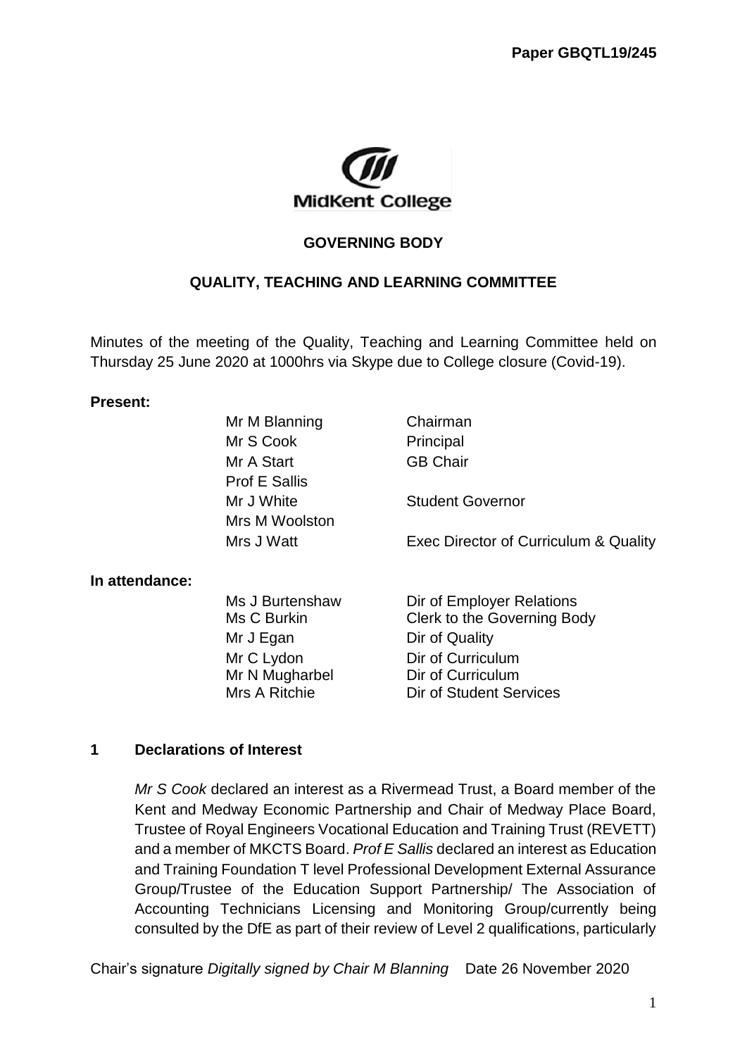Paper GBQTL19/245

MidKent College

# GOVERNING BODY

## QUALITY, TEACHING AND LEARNING COMMITTEE

Minutes of the meeting of the Quality, Teaching and Learning Committee held on Thursday 25 June 2020 at 1000hrs via Skype due to College closure (Covid-19).

**Present:**

| | |
|---|---|
| Mr M Blanning | Chairman |
| Mr S Cook | Principal |
| Mr A Start | GB Chair |
| Prof E Sallis | |
| Mr J White | Student Governor |
| Mrs M Woolston | |
| Mrs J Watt | Exec Director of Curriculum & Quality |

**In attendance:**

| | |
|---|---|
| Ms J Burtenshaw | Dir of Employer Relations |
| Ms C Burkin | Clerk to the Governing Body |
| Mr J Egan | Dir of Quality |
| Mr C Lydon | Dir of Curriculum |
| Mr N Mugharbel | Dir of Curriculum |
| Mrs A Ritchie | Dir of Student Services |

## 1 Declarations of Interest

*Mr S Cook* declared an interest as a Rivermead Trust, a Board member of the Kent and Medway Economic Partnership and Chair of Medway Place Board, Trustee of Royal Engineers Vocational Education and Training Trust (REVETT) and a member of MKCTS Board. *Prof E Sallis* declared an interest as Education and Training Foundation T level Professional Development External Assurance Group/Trustee of the Education Support Partnership/ The Association of Accounting Technicians Licensing and Monitoring Group/currently being consulted by the DfE as part of their review of Level 2 qualifications, particularly

Chair's signature *Digitally signed by Chair M Blanning* Date 26 November 2020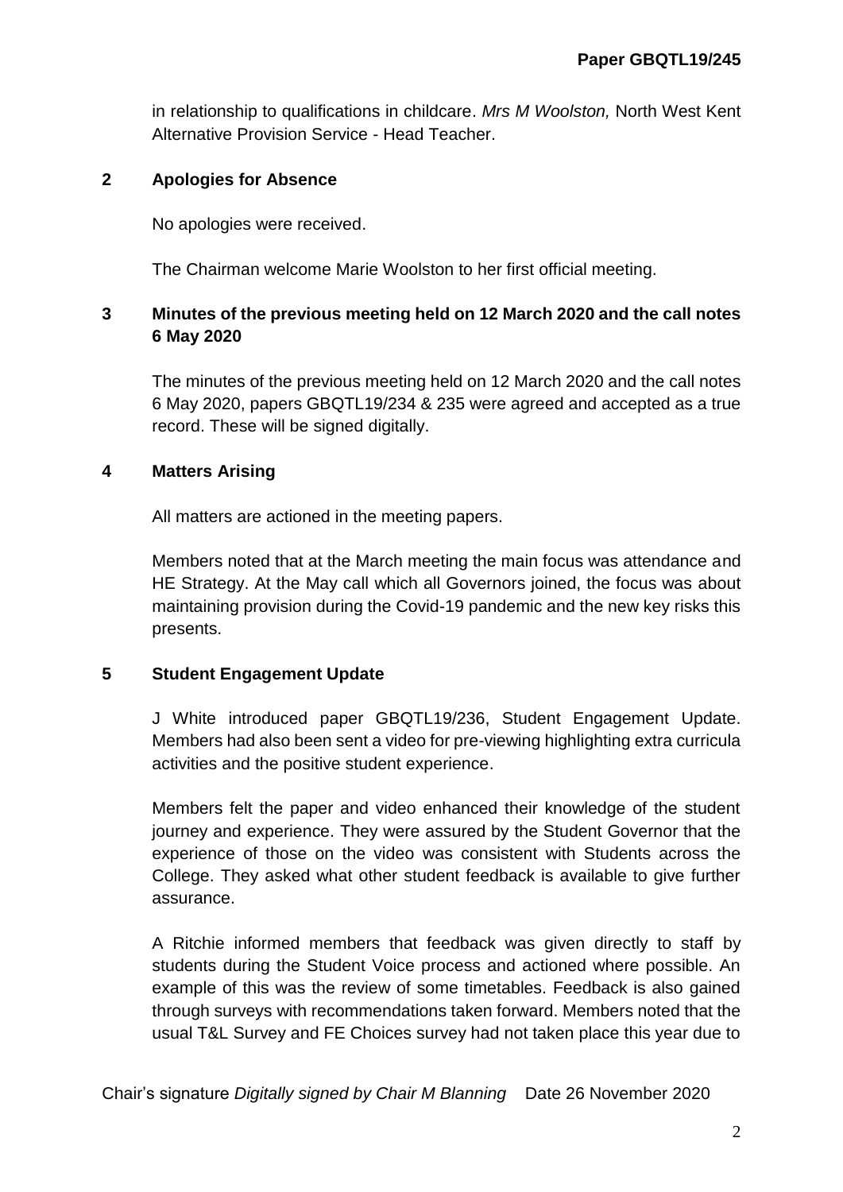in relationship to qualifications in childcare. *Mrs M Woolston,* North West Kent Alternative Provision Service - Head Teacher.

## 2 Apologies for Absence

No apologies were received.

The Chairman welcome Marie Woolston to her first official meeting.

## 3 Minutes of the previous meeting held on 12 March 2020 and the call notes 6 May 2020

The minutes of the previous meeting held on 12 March 2020 and the call notes 6 May 2020, papers GBQTL19/234 & 235 were agreed and accepted as a true record. These will be signed digitally.

## 4 Matters Arising

All matters are actioned in the meeting papers.

Members noted that at the March meeting the main focus was attendance and HE Strategy. At the May call which all Governors joined, the focus was about maintaining provision during the Covid-19 pandemic and the new key risks this presents.

## 5 Student Engagement Update

J White introduced paper GBQTL19/236, Student Engagement Update. Members had also been sent a video for pre-viewing highlighting extra curricula activities and the positive student experience.

Members felt the paper and video enhanced their knowledge of the student journey and experience. They were assured by the Student Governor that the experience of those on the video was consistent with Students across the College. They asked what other student feedback is available to give further assurance.

A Ritchie informed members that feedback was given directly to staff by students during the Student Voice process and actioned where possible. An example of this was the review of some timetables. Feedback is also gained through surveys with recommendations taken forward. Members noted that the usual T&L Survey and FE Choices survey had not taken place this year due to

Chair's signature *Digitally signed by Chair M Blanning* Date 26 November 2020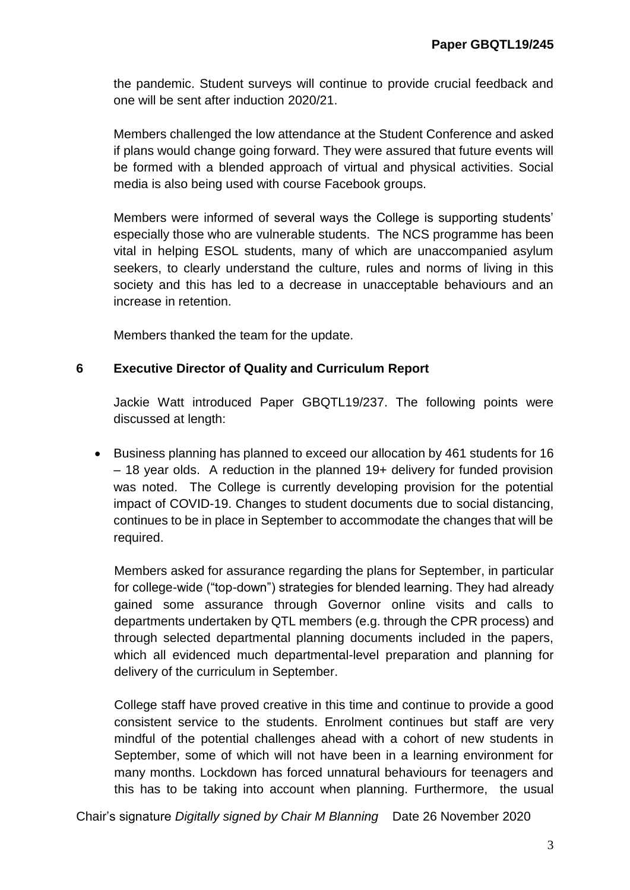the pandemic. Student surveys will continue to provide crucial feedback and one will be sent after induction 2020/21.

Members challenged the low attendance at the Student Conference and asked if plans would change going forward. They were assured that future events will be formed with a blended approach of virtual and physical activities. Social media is also being used with course Facebook groups.

Members were informed of several ways the College is supporting students' especially those who are vulnerable students. The NCS programme has been vital in helping ESOL students, many of which are unaccompanied asylum seekers, to clearly understand the culture, rules and norms of living in this society and this has led to a decrease in unacceptable behaviours and an increase in retention.

Members thanked the team for the update.

## 6 Executive Director of Quality and Curriculum Report

Jackie Watt introduced Paper GBQTL19/237. The following points were discussed at length:

- Business planning has planned to exceed our allocation by 461 students for 16 – 18 year olds. A reduction in the planned 19+ delivery for funded provision was noted. The College is currently developing provision for the potential impact of COVID-19. Changes to student documents due to social distancing, continues to be in place in September to accommodate the changes that will be required.

  Members asked for assurance regarding the plans for September, in particular for college-wide ("top-down") strategies for blended learning. They had already gained some assurance through Governor online visits and calls to departments undertaken by QTL members (e.g. through the CPR process) and through selected departmental planning documents included in the papers, which all evidenced much departmental-level preparation and planning for delivery of the curriculum in September.

  College staff have proved creative in this time and continue to provide a good consistent service to the students. Enrolment continues but staff are very mindful of the potential challenges ahead with a cohort of new students in September, some of which will not have been in a learning environment for many months. Lockdown has forced unnatural behaviours for teenagers and this has to be taking into account when planning. Furthermore, the usual

Chair's signature *Digitally signed by Chair M Blanning* Date 26 November 2020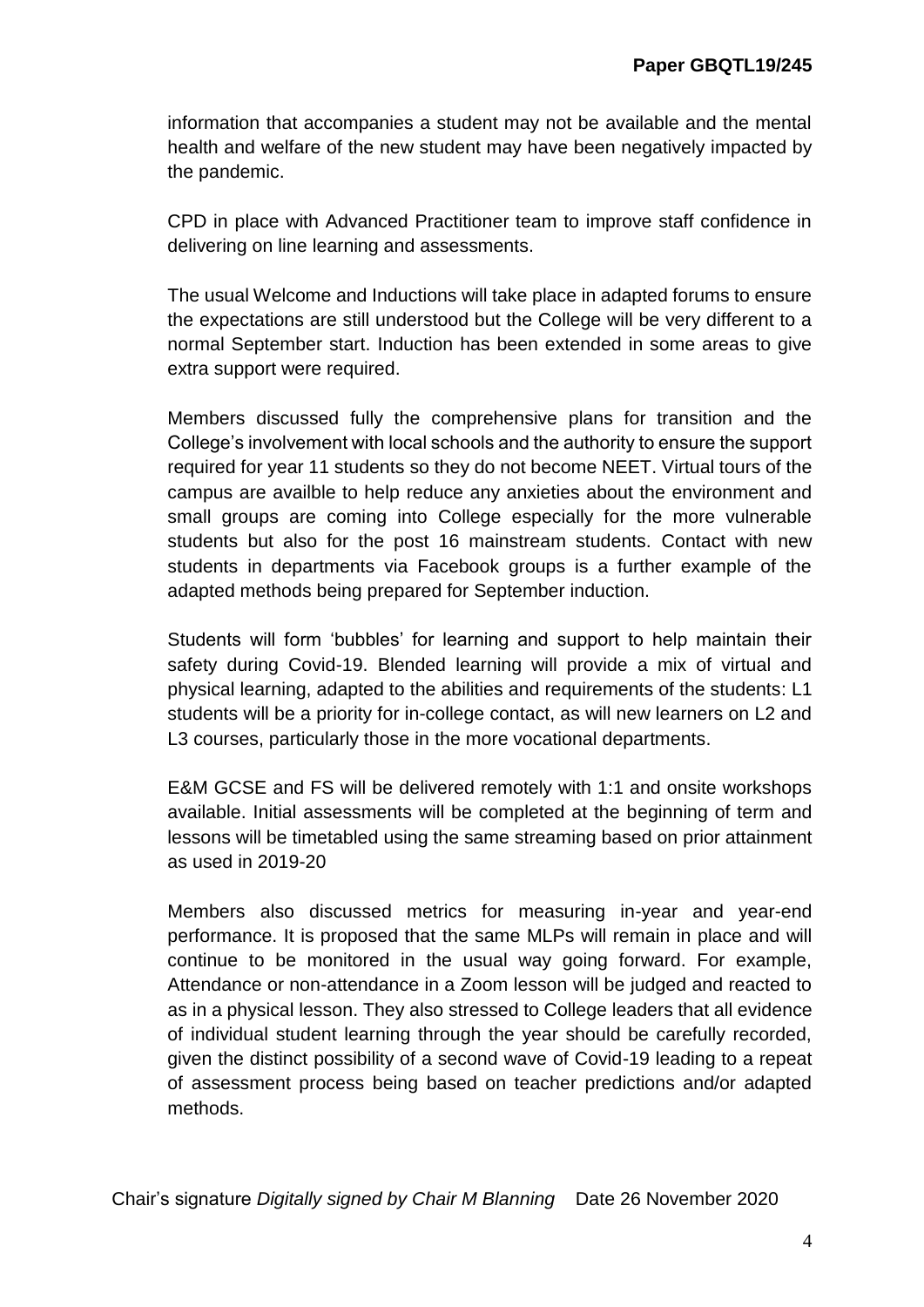information that accompanies a student may not be available and the mental health and welfare of the new student may have been negatively impacted by the pandemic.

CPD in place with Advanced Practitioner team to improve staff confidence in delivering on line learning and assessments.

The usual Welcome and Inductions will take place in adapted forums to ensure the expectations are still understood but the College will be very different to a normal September start. Induction has been extended in some areas to give extra support were required.

Members discussed fully the comprehensive plans for transition and the College's involvement with local schools and the authority to ensure the support required for year 11 students so they do not become NEET. Virtual tours of the campus are availble to help reduce any anxieties about the environment and small groups are coming into College especially for the more vulnerable students but also for the post 16 mainstream students. Contact with new students in departments via Facebook groups is a further example of the adapted methods being prepared for September induction.

Students will form 'bubbles' for learning and support to help maintain their safety during Covid-19. Blended learning will provide a mix of virtual and physical learning, adapted to the abilities and requirements of the students: L1 students will be a priority for in-college contact, as will new learners on L2 and L3 courses, particularly those in the more vocational departments.

E&M GCSE and FS will be delivered remotely with 1:1 and onsite workshops available. Initial assessments will be completed at the beginning of term and lessons will be timetabled using the same streaming based on prior attainment as used in 2019-20

Members also discussed metrics for measuring in-year and year-end performance. It is proposed that the same MLPs will remain in place and will continue to be monitored in the usual way going forward. For example, Attendance or non-attendance in a Zoom lesson will be judged and reacted to as in a physical lesson. They also stressed to College leaders that all evidence of individual student learning through the year should be carefully recorded, given the distinct possibility of a second wave of Covid-19 leading to a repeat of assessment process being based on teacher predictions and/or adapted methods.

Chair's signature *Digitally signed by Chair M Blanning* Date 26 November 2020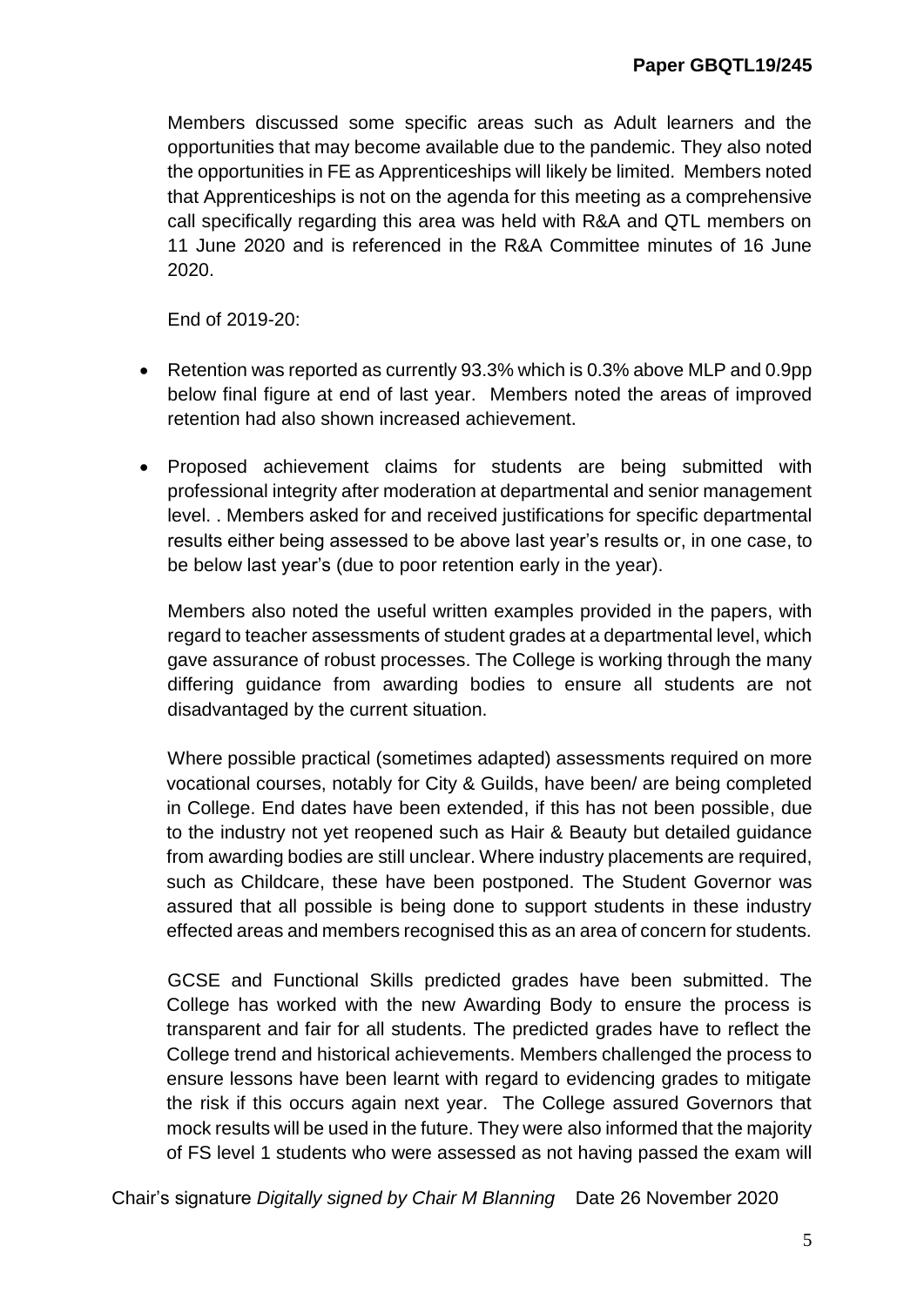Members discussed some specific areas such as Adult learners and the opportunities that may become available due to the pandemic. They also noted the opportunities in FE as Apprenticeships will likely be limited. Members noted that Apprenticeships is not on the agenda for this meeting as a comprehensive call specifically regarding this area was held with R&A and QTL members on 11 June 2020 and is referenced in the R&A Committee minutes of 16 June 2020.

End of 2019-20:

- Retention was reported as currently 93.3% which is 0.3% above MLP and 0.9pp below final figure at end of last year. Members noted the areas of improved retention had also shown increased achievement.
- Proposed achievement claims for students are being submitted with professional integrity after moderation at departmental and senior management level. . Members asked for and received justifications for specific departmental results either being assessed to be above last year's results or, in one case, to be below last year's (due to poor retention early in the year).

  Members also noted the useful written examples provided in the papers, with regard to teacher assessments of student grades at a departmental level, which gave assurance of robust processes. The College is working through the many differing guidance from awarding bodies to ensure all students are not disadvantaged by the current situation.

  Where possible practical (sometimes adapted) assessments required on more vocational courses, notably for City & Guilds, have been/ are being completed in College. End dates have been extended, if this has not been possible, due to the industry not yet reopened such as Hair & Beauty but detailed guidance from awarding bodies are still unclear. Where industry placements are required, such as Childcare, these have been postponed. The Student Governor was assured that all possible is being done to support students in these industry effected areas and members recognised this as an area of concern for students.

  GCSE and Functional Skills predicted grades have been submitted. The College has worked with the new Awarding Body to ensure the process is transparent and fair for all students. The predicted grades have to reflect the College trend and historical achievements. Members challenged the process to ensure lessons have been learnt with regard to evidencing grades to mitigate the risk if this occurs again next year. The College assured Governors that mock results will be used in the future. They were also informed that the majority of FS level 1 students who were assessed as not having passed the exam will

Chair's signature *Digitally signed by Chair M Blanning* Date 26 November 2020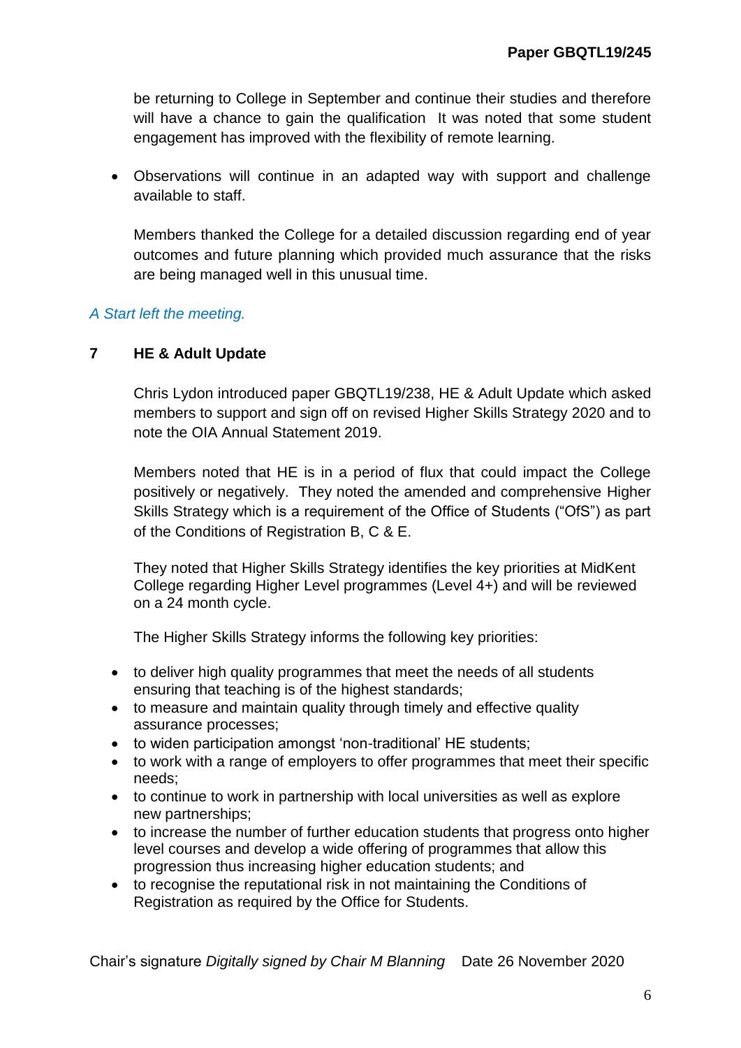be returning to College in September and continue their studies and therefore will have a chance to gain the qualification It was noted that some student engagement has improved with the flexibility of remote learning.

- Observations will continue in an adapted way with support and challenge available to staff.

  Members thanked the College for a detailed discussion regarding end of year outcomes and future planning which provided much assurance that the risks are being managed well in this unusual time.

*A Start left the meeting.*

## 7 HE & Adult Update

Chris Lydon introduced paper GBQTL19/238, HE & Adult Update which asked members to support and sign off on revised Higher Skills Strategy 2020 and to note the OIA Annual Statement 2019.

Members noted that HE is in a period of flux that could impact the College positively or negatively. They noted the amended and comprehensive Higher Skills Strategy which is a requirement of the Office of Students ("OfS") as part of the Conditions of Registration B, C & E.

They noted that Higher Skills Strategy identifies the key priorities at MidKent College regarding Higher Level programmes (Level 4+) and will be reviewed on a 24 month cycle.

The Higher Skills Strategy informs the following key priorities:

- to deliver high quality programmes that meet the needs of all students ensuring that teaching is of the highest standards;
- to measure and maintain quality through timely and effective quality assurance processes;
- to widen participation amongst 'non-traditional' HE students;
- to work with a range of employers to offer programmes that meet their specific needs;
- to continue to work in partnership with local universities as well as explore new partnerships;
- to increase the number of further education students that progress onto higher level courses and develop a wide offering of programmes that allow this progression thus increasing higher education students; and
- to recognise the reputational risk in not maintaining the Conditions of Registration as required by the Office for Students.

Chair's signature *Digitally signed by Chair M Blanning* Date 26 November 2020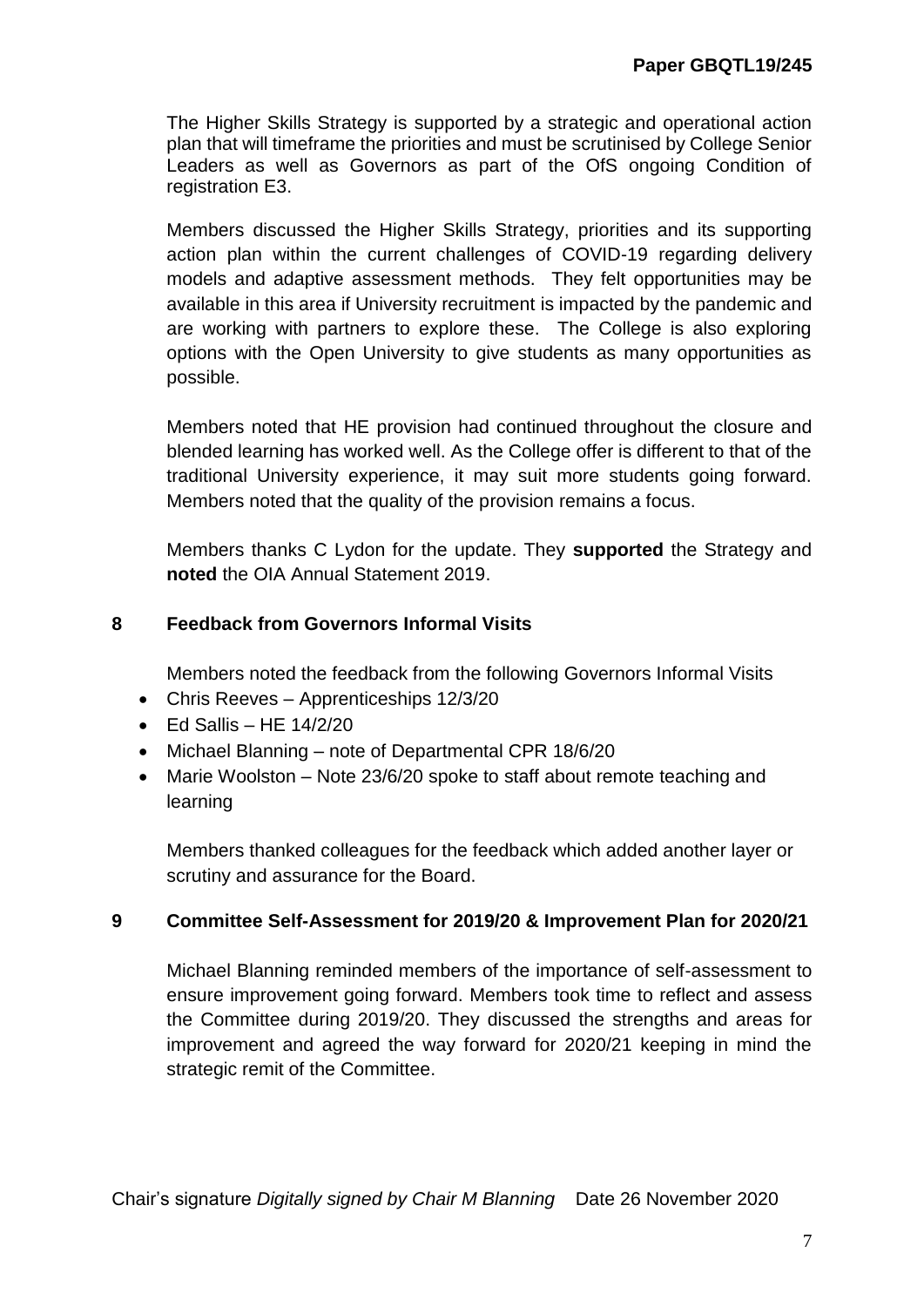The Higher Skills Strategy is supported by a strategic and operational action plan that will timeframe the priorities and must be scrutinised by College Senior Leaders as well as Governors as part of the OfS ongoing Condition of registration E3.

Members discussed the Higher Skills Strategy, priorities and its supporting action plan within the current challenges of COVID-19 regarding delivery models and adaptive assessment methods. They felt opportunities may be available in this area if University recruitment is impacted by the pandemic and are working with partners to explore these. The College is also exploring options with the Open University to give students as many opportunities as possible.

Members noted that HE provision had continued throughout the closure and blended learning has worked well. As the College offer is different to that of the traditional University experience, it may suit more students going forward. Members noted that the quality of the provision remains a focus.

Members thanks C Lydon for the update. They **supported** the Strategy and **noted** the OIA Annual Statement 2019.

## 8 Feedback from Governors Informal Visits

Members noted the feedback from the following Governors Informal Visits

- Chris Reeves – Apprenticeships 12/3/20
- Ed Sallis – HE 14/2/20
- Michael Blanning – note of Departmental CPR 18/6/20
- Marie Woolston – Note 23/6/20 spoke to staff about remote teaching and learning

Members thanked colleagues for the feedback which added another layer or scrutiny and assurance for the Board.

## 9 Committee Self-Assessment for 2019/20 & Improvement Plan for 2020/21

Michael Blanning reminded members of the importance of self-assessment to ensure improvement going forward. Members took time to reflect and assess the Committee during 2019/20. They discussed the strengths and areas for improvement and agreed the way forward for 2020/21 keeping in mind the strategic remit of the Committee.

Chair's signature *Digitally signed by Chair M Blanning* Date 26 November 2020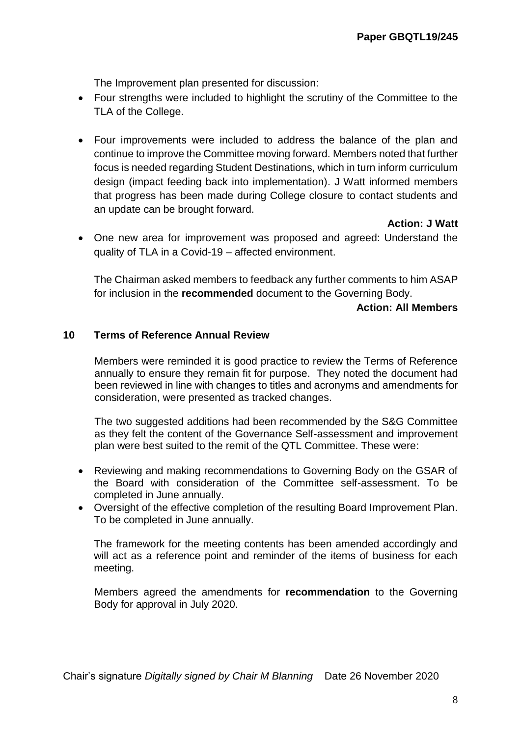The Improvement plan presented for discussion:

- Four strengths were included to highlight the scrutiny of the Committee to the TLA of the College.

- Four improvements were included to address the balance of the plan and continue to improve the Committee moving forward. Members noted that further focus is needed regarding Student Destinations, which in turn inform curriculum design (impact feeding back into implementation). J Watt informed members that progress has been made during College closure to contact students and an update can be brought forward.

  **Action: J Watt**

- One new area for improvement was proposed and agreed: Understand the quality of TLA in a Covid-19 – affected environment.

  The Chairman asked members to feedback any further comments to him ASAP for inclusion in the **recommended** document to the Governing Body.

  **Action: All Members**

## 10 Terms of Reference Annual Review

Members were reminded it is good practice to review the Terms of Reference annually to ensure they remain fit for purpose. They noted the document had been reviewed in line with changes to titles and acronyms and amendments for consideration, were presented as tracked changes.

The two suggested additions had been recommended by the S&G Committee as they felt the content of the Governance Self-assessment and improvement plan were best suited to the remit of the QTL Committee. These were:

- Reviewing and making recommendations to Governing Body on the GSAR of the Board with consideration of the Committee self-assessment. To be completed in June annually.
- Oversight of the effective completion of the resulting Board Improvement Plan. To be completed in June annually.

The framework for the meeting contents has been amended accordingly and will act as a reference point and reminder of the items of business for each meeting.

Members agreed the amendments for **recommendation** to the Governing Body for approval in July 2020.

Chair's signature *Digitally signed by Chair M Blanning* Date 26 November 2020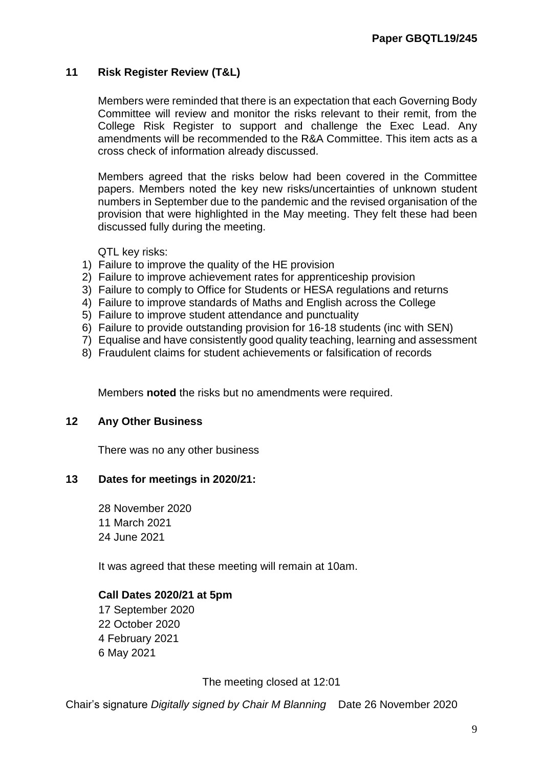**Paper GBQTL19/245**

## 11 Risk Register Review (T&L)

Members were reminded that there is an expectation that each Governing Body Committee will review and monitor the risks relevant to their remit, from the College Risk Register to support and challenge the Exec Lead. Any amendments will be recommended to the R&A Committee. This item acts as a cross check of information already discussed.

Members agreed that the risks below had been covered in the Committee papers. Members noted the key new risks/uncertainties of unknown student numbers in September due to the pandemic and the revised organisation of the provision that were highlighted in the May meeting. They felt these had been discussed fully during the meeting.

QTL key risks:

1) Failure to improve the quality of the HE provision
2) Failure to improve achievement rates for apprenticeship provision
3) Failure to comply to Office for Students or HESA regulations and returns
4) Failure to improve standards of Maths and English across the College
5) Failure to improve student attendance and punctuality
6) Failure to provide outstanding provision for 16-18 students (inc with SEN)
7) Equalise and have consistently good quality teaching, learning and assessment
8) Fraudulent claims for student achievements or falsification of records

Members **noted** the risks but no amendments were required.

## 12 Any Other Business

There was no any other business

## 13 Dates for meetings in 2020/21:

28 November 2020
11 March 2021
24 June 2021

It was agreed that these meeting will remain at 10am.

**Call Dates 2020/21 at 5pm**

17 September 2020
22 October 2020
4 February 2021
6 May 2021

The meeting closed at 12:01

Chair's signature *Digitally signed by Chair M Blanning* Date 26 November 2020